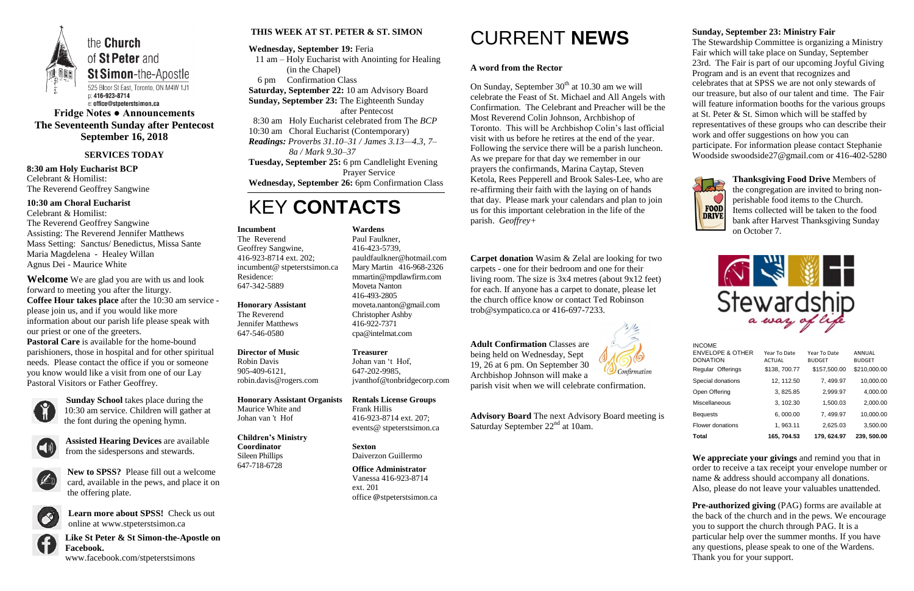the **Church** of **St Peter** and **St Simon**-the-Apostle

525 Bloor St East, Toronto, ON M4W 1J1
p: 416-923-8714
e: office@stpeterstsimon.ca

**Fridge Notes ● Announcements**
**The Seventeenth Sunday after Pentecost**
**September 16, 2018**

## SERVICES TODAY

**8:30 am Holy Eucharist BCP**
Celebrant & Homilist:
The Reverend Geoffrey Sangwine

**10:30 am Choral Eucharist**
Celebrant & Homilist:
The Reverend Geoffrey Sangwine
Assisting: The Reverend Jennifer Matthews
Mass Setting: Sanctus/ Benedictus, Missa Sante Maria Magdelena - Healey Willan
Agnus Dei - Maurice White

**Welcome** We are glad you are with us and look forward to meeting you after the liturgy.
**Coffee Hour takes place** after the 10:30 am service - please join us, and if you would like more information about our parish life please speak with our priest or one of the greeters.
**Pastoral Care** is available for the home-bound parishioners, those in hospital and for other spiritual needs. Please contact the office if you or someone you know would like a visit from one of our Lay Pastoral Visitors or Father Geoffrey.

**Sunday School** takes place during the 10:30 am service. Children will gather at the font during the opening hymn.

**Assisted Hearing Devices** are available from the sidespersons and stewards.

**New to SPSS?** Please fill out a welcome card, available in the pews, and place it on the offering plate.

**Learn more about SPSS!** Check us out online at www.stpeterstsimon.ca

**Like St Peter & St Simon-the-Apostle on Facebook.**
www.facebook.com/stpeterstsimons

## THIS WEEK AT ST. PETER & ST. SIMON

**Wednesday, September 19:** Feria
11 am – Holy Eucharist with Anointing for Healing (in the Chapel)
6 pm Confirmation Class
**Saturday, September 22:** 10 am Advisory Board
**Sunday, September 23:** The Eighteenth Sunday after Pentecost
8:30 am Holy Eucharist celebrated from The *BCP*
10:30 am Choral Eucharist (Contemporary)
*Readings: Proverbs 31.10–31 / James 3.13—4.3, 7–8a / Mark 9.30–37*
**Tuesday, September 25:** 6 pm Candlelight Evening Prayer Service
**Wednesday, September 26:** 6pm Confirmation Class

# KEY **CONTACTS**

**Incumbent**
The Reverend Geoffrey Sangwine,
416-923-8714 ext. 202;
incumbent@ stpeterstsimon.ca
Residence:
647-342-5889

**Honorary Assistant**
The Reverend Jennifer Matthews
647-546-0580

**Director of Music**
Robin Davis
905-409-6121,
robin.davis@rogers.com

**Honorary Assistant Organists**
Maurice White and Johan van 't Hof

**Children's Ministry Coordinator**
Sileen Phillips
647-718-6728

**Wardens**
Paul Faulkner,
416-423-5739,
pauldfaulkner@hotmail.com
Mary Martin 416-968-2326
mmartin@mpdlawfirm.com
Moveta Nanton
416-493-2805
moveta.nanton@gmail.com
Christopher Ashby
416-922-7371
cpa@intelmat.com

**Treasurer**
Johan van 't Hof,
647-202-9985,
jvanthof@tonbridgecorp.com

**Rentals License Groups**
Frank Hillis
416-923-8714 ext. 207;
events@ stpeterstsimon.ca

**Sexton**
Daiverzon Guillermo

**Office Administrator**
Vanessa 416-923-8714 ext. 201
office @stpeterstsimon.ca

# CURRENT **NEWS**

### A word from the Rector

On Sunday, September 30th at 10.30 am we will celebrate the Feast of St. Michael and All Angels with Confirmation. The Celebrant and Preacher will be the Most Reverend Colin Johnson, Archbishop of Toronto. This will be Archbishop Colin's last official visit with us before he retires at the end of the year. Following the service there will be a parish luncheon. As we prepare for that day we remember in our prayers the confirmands, Marina Caytap, Steven Ketola, Rees Pepperell and Brook Sales-Lee, who are re-affirming their faith with the laying on of hands that day. Please mark your calendars and plan to join us for this important celebration in the life of the parish. *Geoffrey+*

**Carpet donation** Wasim & Zelal are looking for two carpets - one for their bedroom and one for their living room. The size is 3x4 metres (about 9x12 feet) for each. If anyone has a carpet to donate, please let the church office know or contact Ted Robinson trob@sympatico.ca or 416-697-7233.

**Adult Confirmation** Classes are being held on Wednesday, Sept 19, 26 at 6 pm. On September 30 Archbishop Johnson will make a parish visit when we will celebrate confirmation.

**Advisory Board** The next Advisory Board meeting is Saturday September 22nd at 10am.

### Sunday, September 23: Ministry Fair

The Stewardship Committee is organizing a Ministry Fair which will take place on Sunday, September 23rd. The Fair is part of our upcoming Joyful Giving Program and is an event that recognizes and celebrates that at SPSS we are not only stewards of our treasure, but also of our talent and time. The Fair will feature information booths for the various groups at St. Peter & St. Simon which will be staffed by representatives of these groups who can describe their work and offer suggestions on how you can participate. For information please contact Stephanie Woodside swoodside27@gmail.com or 416-402-5280

**Thanksgiving Food Drive** Members of the congregation are invited to bring non-perishable food items to the Church. Items collected will be taken to the food bank after Harvest Thanksgiving Sunday on October 7.

Stewardship
*a way of life*

| INCOME ENVELOPE & OTHER DONATION | Year To Date ACTUAL | Year To Date BUDGET | ANNUAL BUDGET |
|---|---|---|---|
| Regular Offerings | $138, 700.77 | $157,500.00 | $210,000.00 |
| Special donations | 12, 112.50 | 7, 499.97 | 10,000.00 |
| Open Offering | 3, 825.85 | 2,999.97 | 4,000.00 |
| Miscellaneous | 3, 102.30 | 1,500.03 | 2,000.00 |
| Bequests | 6, 000.00 | 7, 499.97 | 10,000.00 |
| Flower donations | 1, 963.11 | 2,625.03 | 3,500.00 |
| **Total** | **165, 704.53** | **179, 624.97** | **239, 500.00** |

**We appreciate your givings** and remind you that in order to receive a tax receipt your envelope number or name & address should accompany all donations. Also, please do not leave your valuables unattended.

**Pre-authorized giving** (PAG) forms are available at the back of the church and in the pews. We encourage you to support the church through PAG. It is a particular help over the summer months. If you have any questions, please speak to one of the Wardens. Thank you for your support.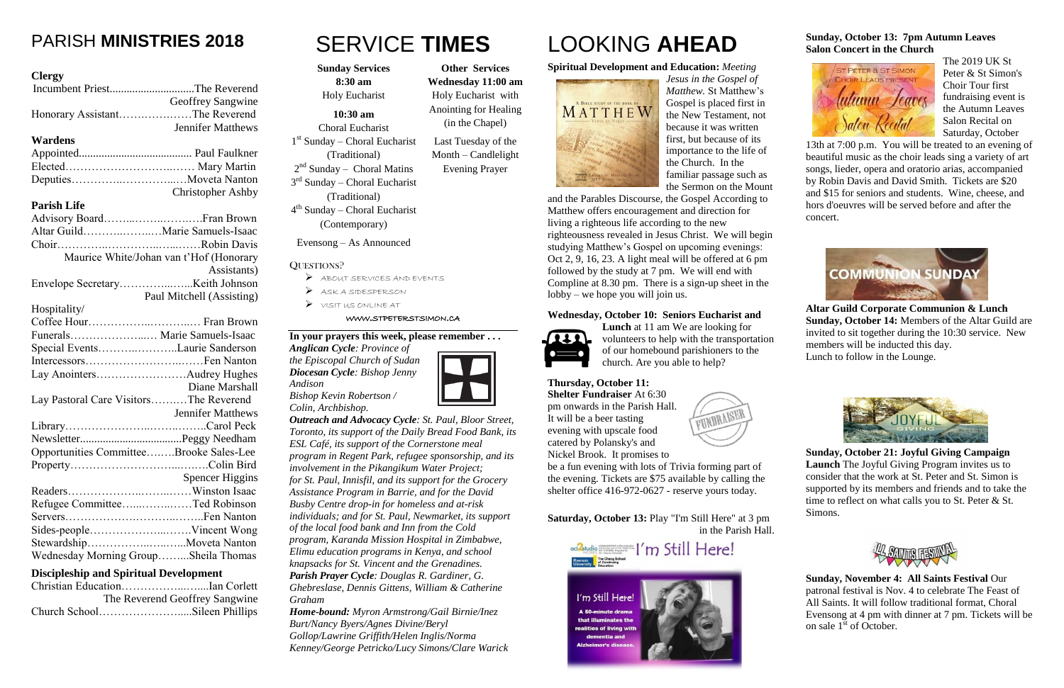# PARISH **MINISTRIES 2018**

### Clergy

Incumbent Priest.............................The Reverend Geoffrey Sangwine
Honorary Assistant………………The Reverend Jennifer Matthews

### Wardens

Appointed....................................... Paul Faulkner
Elected…………………………..…… Mary Martin
Deputies…………..……………..……Moveta Nanton
Christopher Ashby

### Parish Life

Advisory Board……..……..……..…Fran Brown
Altar Guild………..……..…Marie Samuels-Isaac
Choir………….………….…..…….Robin Davis
Maurice White/Johan van t'Hof (Honorary Assistants)
Envelope Secretary…………..…....Keith Johnson
Paul Mitchell (Assisting)
Hospitality/
Coffee Hour…………….………..… Fran Brown
Funerals……………….…... Marie Samuels-Isaac
Special Events……….……….Laurie Sanderson
Intercessors…………………….……Fen Nanton
Lay Anointers……………………Audrey Hughes
Diane Marshall
Lay Pastoral Care Visitors………The Reverend Jennifer Matthews
Library………………….……..……..Carol Peck
Newsletter...................................Peggy Needham
Opportunities Committee……..Brooke Sales-Lee
Property………………………..……Colin Bird
Spencer Higgins
Readers………………..……..……Winston Isaac
Refugee Committee…..……..……Ted Robinson
Servers……………….……….……..Fen Nanton
Sides-people…………………....…..Vincent Wong
Stewardship………………..……Moveta Nanton
Wednesday Morning Group……...Sheila Thomas

### Discipleship and Spiritual Development

Christian Education…………….…......Ian Corlett
The Reverend Geoffrey Sangwine
Church School…………………......Sileen Phillips

# SERVICE **TIMES**

**Sunday Services**
**8:30 am**
Holy Eucharist

**10:30 am**
Choral Eucharist
1st Sunday – Choral Eucharist (Traditional)
2nd Sunday – Choral Matins
3rd Sunday – Choral Eucharist (Traditional)
4th Sunday – Choral Eucharist (Contemporary)

Evensong – As Announced

**Other Services**
**Wednesday 11:00 am**
Holy Eucharist with Anointing for Healing (in the Chapel)

Last Tuesday of the Month – Candlelight Evening Prayer

QUESTIONS?

- ABOUT SERVICES AND EVENTS
- ASK A SIDESPERSON
- VISIT US ONLINE AT WWW.STPETERSTSIMON.CA

**In your prayers this week, please remember . . .**

*Anglican Cycle: Province of the Episcopal Church of Sudan*
*Diocesan Cycle: Bishop Jenny Andison*
*Bishop Kevin Robertson / Colin, Archbishop.*
***Outreach and Advocacy Cycle**: St. Paul, Bloor Street, Toronto, its support of the Daily Bread Food Bank, its ESL Café, its support of the Cornerstone meal program in Regent Park, refugee sponsorship, and its involvement in the Pikangikum Water Project; for St. Paul, Innisfil, and its support for the Grocery Assistance Program in Barrie, and for the David Busby Centre drop-in for homeless and at-risk individuals; and for St. Paul, Newmarket, its support of the local food bank and Inn from the Cold program, Karanda Mission Hospital in Zimbabwe, Elimu education programs in Kenya, and school knapsacks for St. Vincent and the Grenadines.*
***Parish Prayer Cycle**: Douglas R. Gardiner, G. Ghebreslase, Dennis Gittens, William & Catherine Graham*
***Home-bound:** Myron Armstrong/Gail Birnie/Inez Burt/Nancy Byers/Agnes Divine/Beryl Gollop/Lawrine Griffith/Helen Inglis/Norma Kenney/George Petricko/Lucy Simons/Clare Warick*

# LOOKING **AHEAD**

**Spiritual Development and Education:** *Meeting Jesus in the Gospel of Matthew.* St Matthew's Gospel is placed first in the New Testament, not because it was written first, but because of its importance to the life of the Church. In the familiar passage such as the Sermon on the Mount and the Parables Discourse, the Gospel According to Matthew offers encouragement and direction for living a righteous life according to the new righteousness revealed in Jesus Christ. We will begin studying Matthew's Gospel on upcoming evenings: Oct 2, 9, 16, 23. A light meal will be offered at 6 pm followed by the study at 7 pm. We will end with Compline at 8.30 pm. There is a sign-up sheet in the lobby – we hope you will join us.

**Wednesday, October 10: Seniors Eucharist and Lunch** at 11 am We are looking for volunteers to help with the transportation of our homebound parishioners to the church. Are you able to help?

**Thursday, October 11: Shelter Fundraiser** At 6:30 pm onwards in the Parish Hall. It will be a beer tasting evening with upscale food catered by Polansky's and Nickel Brook. It promises to be a fun evening with lots of Trivia forming part of the evening. Tickets are $75 available by calling the shelter office 416-972-0627 - reserve yours today.

**Saturday, October 13:** Play "I'm Still Here" at 3 pm in the Parish Hall.

**Sunday, October 13: 7pm Autumn Leaves Salon Concert in the Church**

The 2019 UK St Peter & St Simon's Choir Tour first fundraising event is the Autumn Leaves Salon Recital on Saturday, October 13th at 7:00 p.m. You will be treated to an evening of beautiful music as the choir leads sing a variety of art songs, lieder, opera and oratorio arias, accompanied by Robin Davis and David Smith. Tickets are $20 and $15 for seniors and students. Wine, cheese, and hors d'oeuvres will be served before and after the concert.

**Altar Guild Corporate Communion & Lunch Sunday, October 14:** Members of the Altar Guild are invited to sit together during the 10:30 service. New members will be inducted this day.
Lunch to follow in the Lounge.

**Sunday, October 21: Joyful Giving Campaign Launch** The Joyful Giving Program invites us to consider that the work at St. Peter and St. Simon is supported by its members and friends and to take the time to reflect on what calls you to St. Peter & St. Simons.

**Sunday, November 4: All Saints Festival** Our patronal festival is Nov. 4 to celebrate The Feast of All Saints. It will follow traditional format, Choral Evensong at 4 pm with dinner at 7 pm. Tickets will be on sale 1st of October.